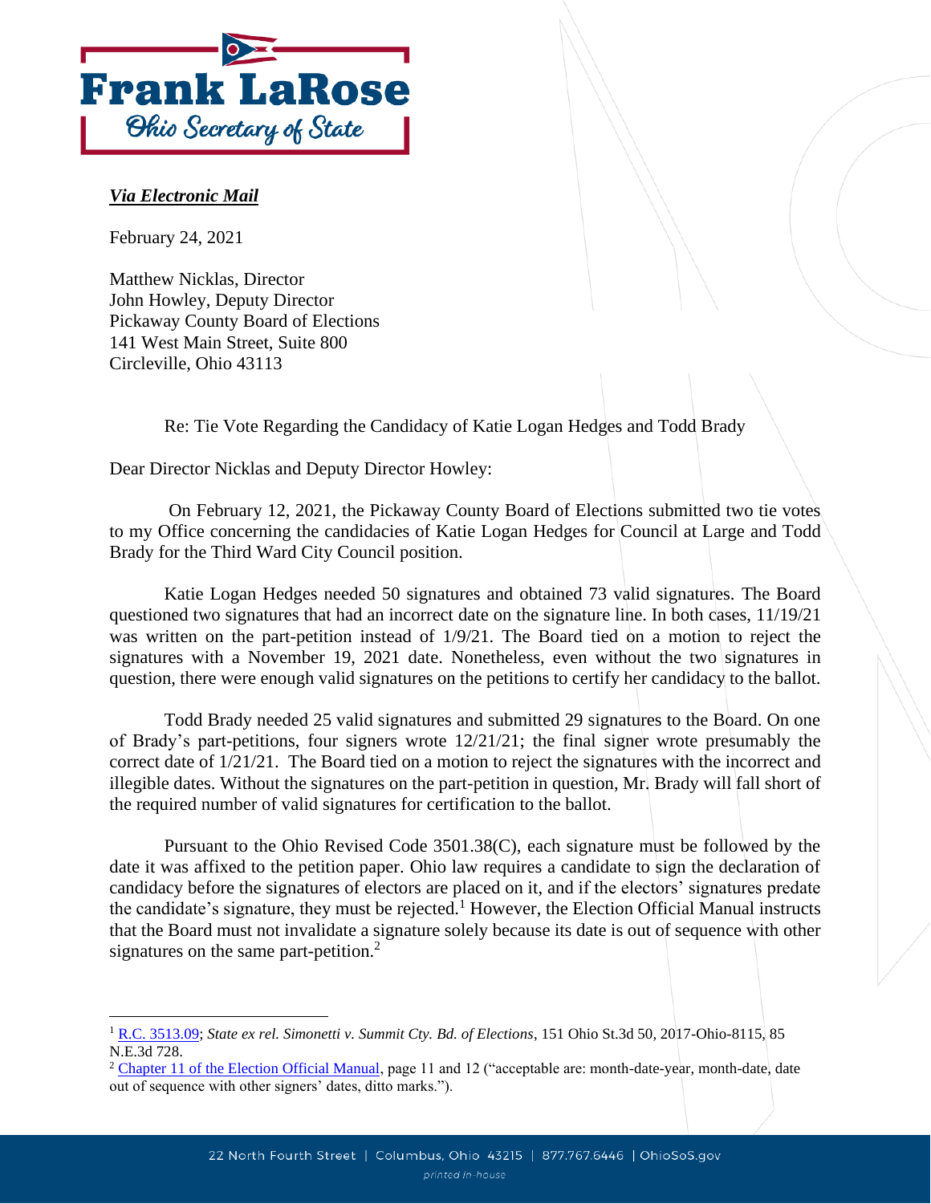**Frank LaRose**
*Ohio Secretary of State*

***Via Electronic Mail***

February 24, 2021

Matthew Nicklas, Director
John Howley, Deputy Director
Pickaway County Board of Elections
141 West Main Street, Suite 800
Circleville, Ohio 43113

Re: Tie Vote Regarding the Candidacy of Katie Logan Hedges and Todd Brady

Dear Director Nicklas and Deputy Director Howley:

On February 12, 2021, the Pickaway County Board of Elections submitted two tie votes to my Office concerning the candidacies of Katie Logan Hedges for Council at Large and Todd Brady for the Third Ward City Council position.

Katie Logan Hedges needed 50 signatures and obtained 73 valid signatures. The Board questioned two signatures that had an incorrect date on the signature line. In both cases, 11/19/21 was written on the part-petition instead of 1/9/21. The Board tied on a motion to reject the signatures with a November 19, 2021 date. Nonetheless, even without the two signatures in question, there were enough valid signatures on the petitions to certify her candidacy to the ballot.

Todd Brady needed 25 valid signatures and submitted 29 signatures to the Board. On one of Brady's part-petitions, four signers wrote 12/21/21; the final signer wrote presumably the correct date of 1/21/21. The Board tied on a motion to reject the signatures with the incorrect and illegible dates. Without the signatures on the part-petition in question, Mr. Brady will fall short of the required number of valid signatures for certification to the ballot.

Pursuant to the Ohio Revised Code 3501.38(C), each signature must be followed by the date it was affixed to the petition paper. Ohio law requires a candidate to sign the declaration of candidacy before the signatures of electors are placed on it, and if the electors' signatures predate the candidate's signature, they must be rejected.[1] However, the Election Official Manual instructs that the Board must not invalidate a signature solely because its date is out of sequence with other signatures on the same part-petition.[2]

---

[1] R.C. 3513.09; *State ex rel. Simonetti v. Summit Cty. Bd. of Elections*, 151 Ohio St.3d 50, 2017-Ohio-8115, 85 N.E.3d 728.

[2] Chapter 11 of the Election Official Manual, page 11 and 12 ("acceptable are: month-date-year, month-date, date out of sequence with other signers' dates, ditto marks.").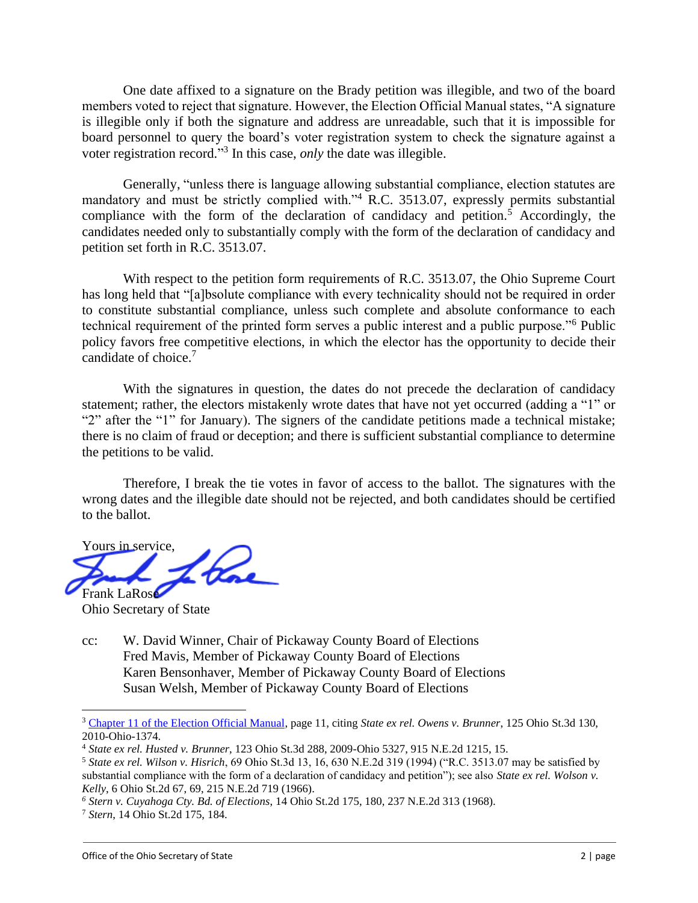One date affixed to a signature on the Brady petition was illegible, and two of the board members voted to reject that signature. However, the Election Official Manual states, "A signature is illegible only if both the signature and address are unreadable, such that it is impossible for board personnel to query the board's voter registration system to check the signature against a voter registration record."[3] In this case, *only* the date was illegible.

Generally, "unless there is language allowing substantial compliance, election statutes are mandatory and must be strictly complied with."[4] R.C. 3513.07, expressly permits substantial compliance with the form of the declaration of candidacy and petition.[5] Accordingly, the candidates needed only to substantially comply with the form of the declaration of candidacy and petition set forth in R.C. 3513.07.

With respect to the petition form requirements of R.C. 3513.07, the Ohio Supreme Court has long held that "[a]bsolute compliance with every technicality should not be required in order to constitute substantial compliance, unless such complete and absolute conformance to each technical requirement of the printed form serves a public interest and a public purpose."[6] Public policy favors free competitive elections, in which the elector has the opportunity to decide their candidate of choice.[7]

With the signatures in question, the dates do not precede the declaration of candidacy statement; rather, the electors mistakenly wrote dates that have not yet occurred (adding a "1" or "2" after the "1" for January). The signers of the candidate petitions made a technical mistake; there is no claim of fraud or deception; and there is sufficient substantial compliance to determine the petitions to be valid.

Therefore, I break the tie votes in favor of access to the ballot. The signatures with the wrong dates and the illegible date should not be rejected, and both candidates should be certified to the ballot.

Yours in service,

Frank LaRose
Ohio Secretary of State

cc: W. David Winner, Chair of Pickaway County Board of Elections
Fred Mavis, Member of Pickaway County Board of Elections
Karen Bensonhaver, Member of Pickaway County Board of Elections
Susan Welsh, Member of Pickaway County Board of Elections

---

[3] Chapter 11 of the Election Official Manual, page 11, citing *State ex rel. Owens v. Brunner*, 125 Ohio St.3d 130, 2010-Ohio-1374.

[4] *State ex rel. Husted v. Brunner*, 123 Ohio St.3d 288, 2009-Ohio 5327, 915 N.E.2d 1215, 15.

[5] *State ex rel. Wilson v. Hisrich*, 69 Ohio St.3d 13, 16, 630 N.E.2d 319 (1994) ("R.C. 3513.07 may be satisfied by substantial compliance with the form of a declaration of candidacy and petition"); see also *State ex rel. Wolson v. Kelly*, 6 Ohio St.2d 67, 69, 215 N.E.2d 719 (1966).

[6] *Stern v. Cuyahoga Cty. Bd. of Elections*, 14 Ohio St.2d 175, 180, 237 N.E.2d 313 (1968).

[7] *Stern*, 14 Ohio St.2d 175, 184.